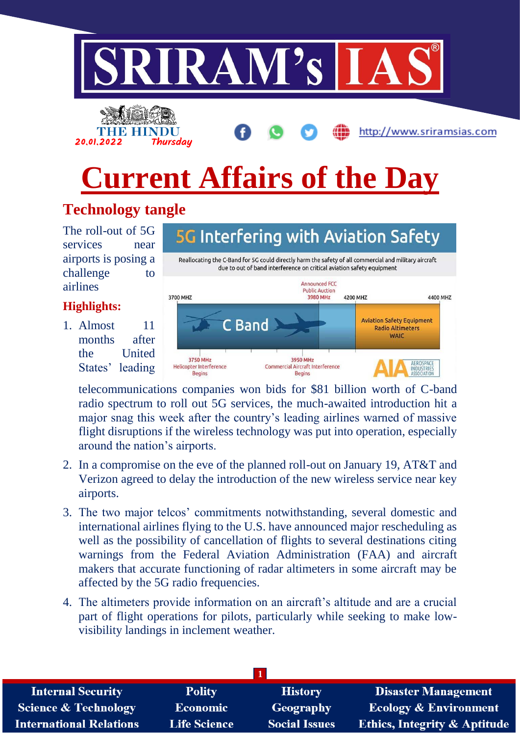# Current Affairs of the Day

## Technology tangle

The roll-out of 5G services near airports is posing a challenge to airlines

### Highlights:

1. Almost 11 months after the United States' leading telecommunications companies won bids for $81 billion worth of C-band radio spectrum to roll out 5G services, the much-awaited introduction hit a major snag this week after the country's leading airlines warned of massive flight disruptions if the wireless technology was put into operation, especially around the nation's airports.
2. In a compromise on the eve of the planned roll-out on January 19, AT&T and Verizon agreed to delay the introduction of the new wireless service near key airports.
3. The two major telcos' commitments notwithstanding, several domestic and international airlines flying to the U.S. have announced major rescheduling as well as the possibility of cancellation of flights to several destinations citing warnings from the Federal Aviation Administration (FAA) and aircraft makers that accurate functioning of radar altimeters in some aircraft may be affected by the 5G radio frequencies.
4. The altimeters provide information on an aircraft's altitude and are a crucial part of flight operations for pilots, particularly while seeking to make low-visibility landings in inclement weather.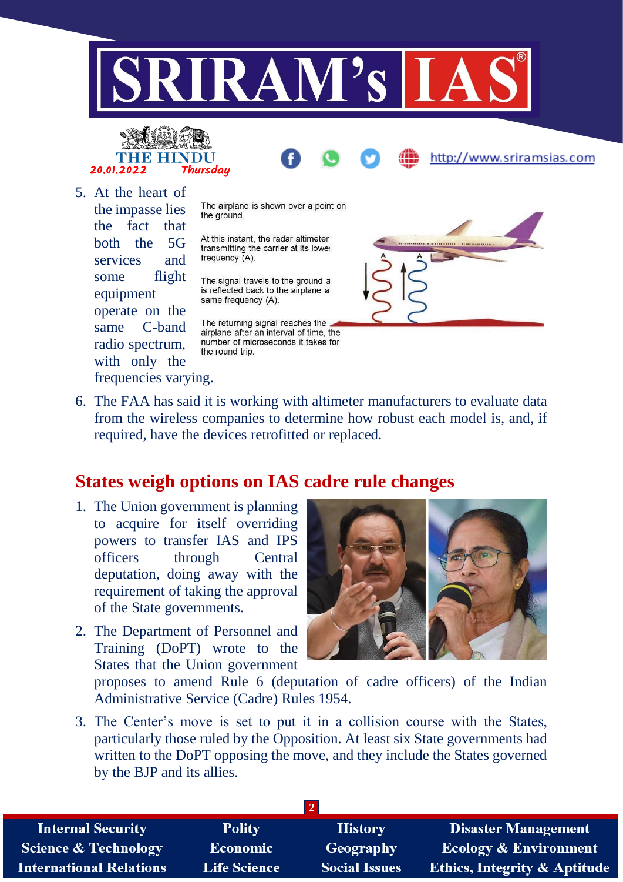5. At the heart of the impasse lies the fact that both the 5G services and some flight equipment operate on the same C-band radio spectrum, with only the frequencies varying.

The airplane is shown over a point on the ground.

At this instant, the radar altimeter transmitting the carrier at its lowest frequency (A).

The signal travels to the ground and is reflected back to the airplane at same frequency (A).

The returning signal reaches the airplane after an interval of time, the number of microseconds it takes for the round trip.

6. The FAA has said it is working with altimeter manufacturers to evaluate data from the wireless companies to determine how robust each model is, and, if required, have the devices retrofitted or replaced.

## States weigh options on IAS cadre rule changes

1. The Union government is planning to acquire for itself overriding powers to transfer IAS and IPS officers through Central deputation, doing away with the requirement of taking the approval of the State governments.
2. The Department of Personnel and Training (DoPT) wrote to the States that the Union government proposes to amend Rule 6 (deputation of cadre officers) of the Indian Administrative Service (Cadre) Rules 1954.
3. The Center's move is set to put it in a collision course with the States, particularly those ruled by the Opposition. At least six State governments had written to the DoPT opposing the move, and they include the States governed by the BJP and its allies.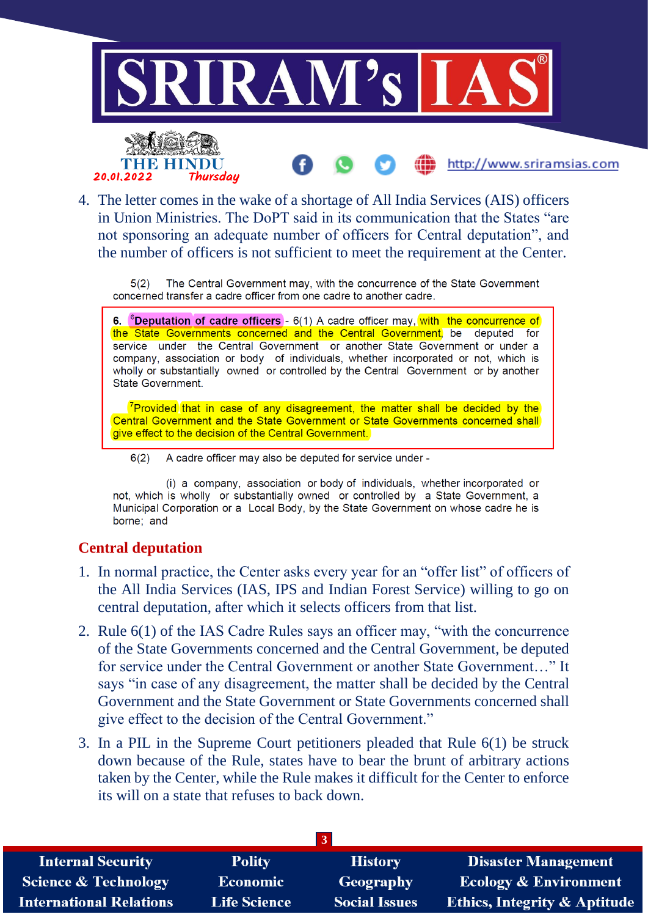4. The letter comes in the wake of a shortage of All India Services (AIS) officers in Union Ministries. The DoPT said in its communication that the States "are not sponsoring an adequate number of officers for Central deputation", and the number of officers is not sufficient to meet the requirement at the Center.

> 5(2) The Central Government may, with the concurrence of the State Government concerned transfer a cadre officer from one cadre to another cadre.
>
> **6.** [6]**Deputation of cadre officers** - 6(1) A cadre officer may, with the concurrence of the State Governments concerned and the Central Government, be deputed for service under the Central Government or another State Government or under a company, association or body of individuals, whether incorporated or not, which is wholly or substantially owned or controlled by the Central Government or by another State Government.
>
> [7]Provided that in case of any disagreement, the matter shall be decided by the Central Government and the State Government or State Governments concerned shall give effect to the decision of the Central Government.
>
> 6(2) A cadre officer may also be deputed for service under -
>
> (i) a company, association or body of individuals, whether incorporated or not, which is wholly or substantially owned or controlled by a State Government, a Municipal Corporation or a Local Body, by the State Government on whose cadre he is borne; and

## Central deputation

1. In normal practice, the Center asks every year for an "offer list" of officers of the All India Services (IAS, IPS and Indian Forest Service) willing to go on central deputation, after which it selects officers from that list.
2. Rule 6(1) of the IAS Cadre Rules says an officer may, "with the concurrence of the State Governments concerned and the Central Government, be deputed for service under the Central Government or another State Government…" It says "in case of any disagreement, the matter shall be decided by the Central Government and the State Government or State Governments concerned shall give effect to the decision of the Central Government."
3. In a PIL in the Supreme Court petitioners pleaded that Rule 6(1) be struck down because of the Rule, states have to bear the brunt of arbitrary actions taken by the Center, while the Rule makes it difficult for the Center to enforce its will on a state that refuses to back down.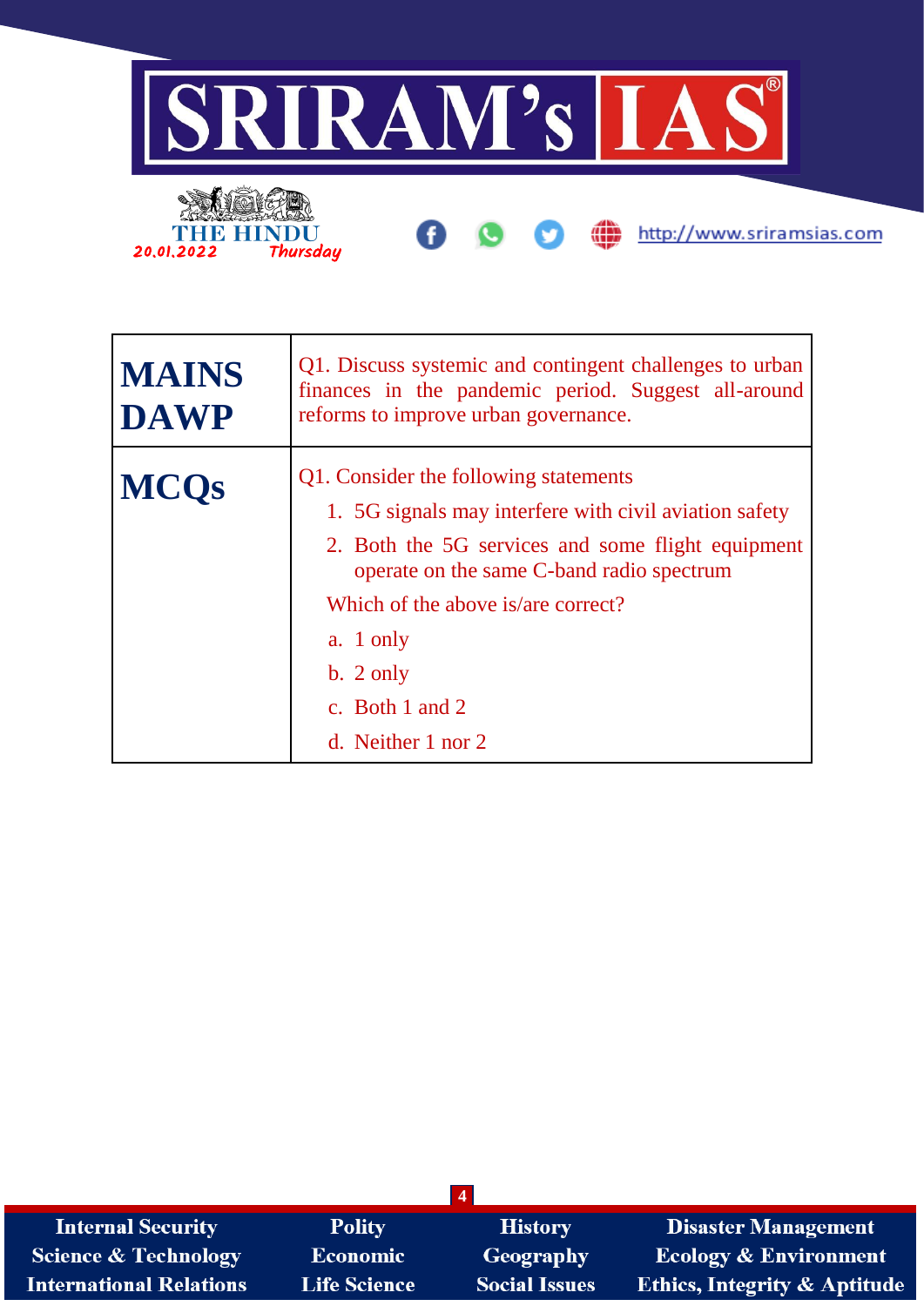| | |
|---|---|
| **MAINS DAWP** | Q1. Discuss systemic and contingent challenges to urban finances in the pandemic period. Suggest all-around reforms to improve urban governance. |
| **MCQs** | Q1. Consider the following statements<br>1. 5G signals may interfere with civil aviation safety<br>2. Both the 5G services and some flight equipment operate on the same C-band radio spectrum<br>Which of the above is/are correct?<br>a. 1 only<br>b. 2 only<br>c. Both 1 and 2<br>d. Neither 1 nor 2 |